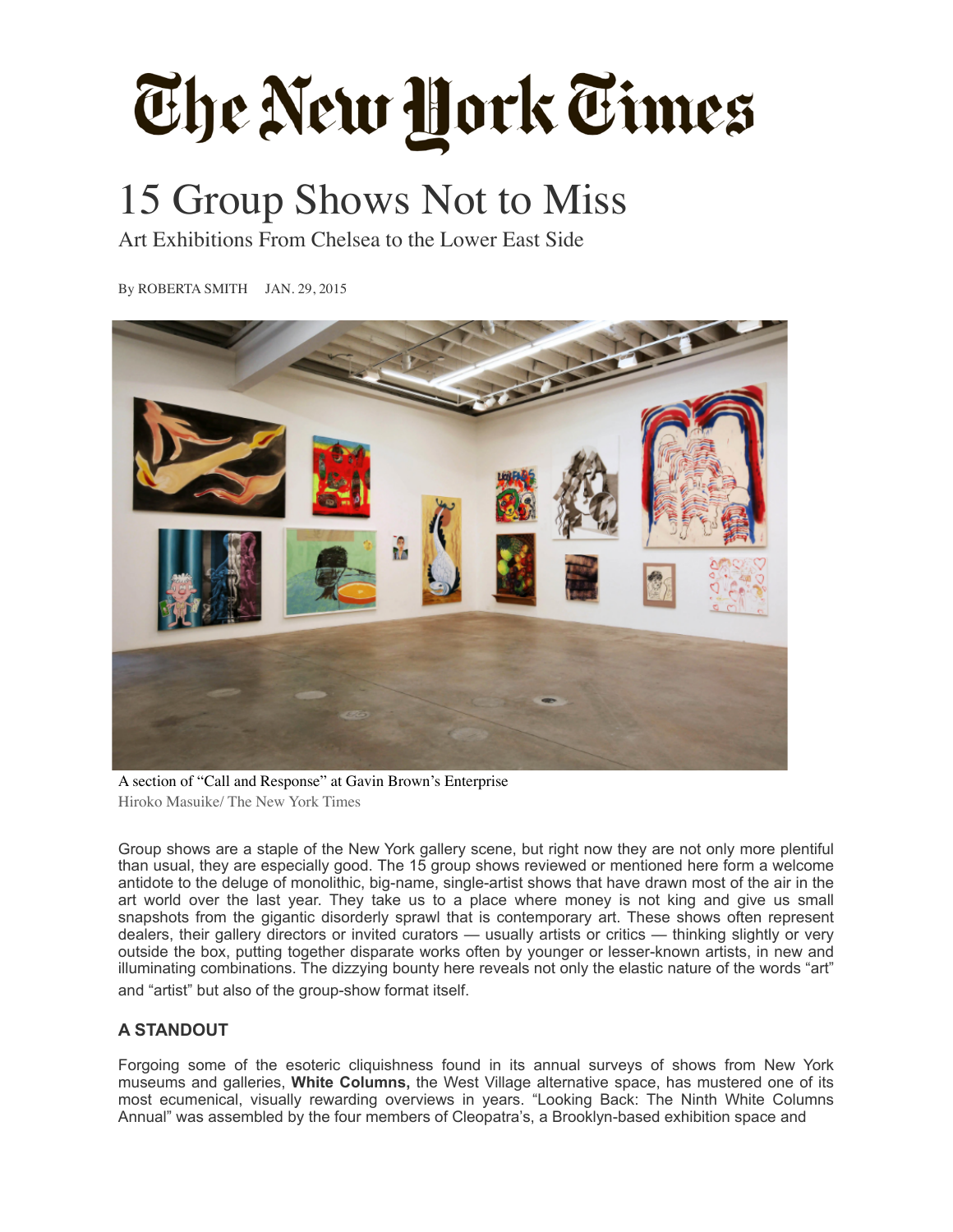# The New York Times

## 15 Group Shows Not to Miss

Art Exhibitions From Chelsea to the Lower East Side

By ROBERTA SMITH JAN. 29, 2015

A section of "Call and Response" at Gavin Brown's Enterprise
Hiroko Masuike/ The New York Times

Group shows are a staple of the New York gallery scene, but right now they are not only more plentiful than usual, they are especially good. The 15 group shows reviewed or mentioned here form a welcome antidote to the deluge of monolithic, big-name, single-artist shows that have drawn most of the air in the art world over the last year. They take us to a place where money is not king and give us small snapshots from the gigantic disorderly sprawl that is contemporary art. These shows often represent dealers, their gallery directors or invited curators — usually artists or critics — thinking slightly or very outside the box, putting together disparate works often by younger or lesser-known artists, in new and illuminating combinations. The dizzying bounty here reveals not only the elastic nature of the words "art" and "artist" but also of the group-show format itself.

### A STANDOUT

Forgoing some of the esoteric cliquishness found in its annual surveys of shows from New York museums and galleries, **White Columns,** the West Village alternative space, has mustered one of its most ecumenical, visually rewarding overviews in years. "Looking Back: The Ninth White Columns Annual" was assembled by the four members of Cleopatra's, a Brooklyn-based exhibition space and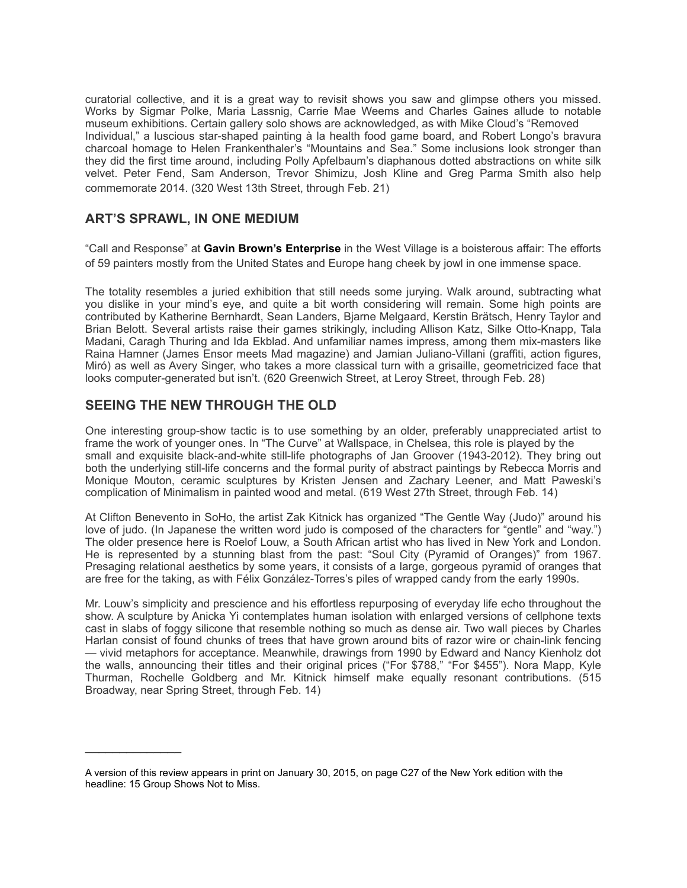curatorial collective, and it is a great way to revisit shows you saw and glimpse others you missed. Works by Sigmar Polke, Maria Lassnig, Carrie Mae Weems and Charles Gaines allude to notable museum exhibitions. Certain gallery solo shows are acknowledged, as with Mike Cloud's "Removed Individual," a luscious star-shaped painting à la health food game board, and Robert Longo's bravura charcoal homage to Helen Frankenthaler's "Mountains and Sea." Some inclusions look stronger than they did the first time around, including Polly Apfelbaum's diaphanous dotted abstractions on white silk velvet. Peter Fend, Sam Anderson, Trevor Shimizu, Josh Kline and Greg Parma Smith also help commemorate 2014. (320 West 13th Street, through Feb. 21)

## ART'S SPRAWL, IN ONE MEDIUM

"Call and Response" at **Gavin Brown's Enterprise** in the West Village is a boisterous affair: The efforts of 59 painters mostly from the United States and Europe hang cheek by jowl in one immense space.

The totality resembles a juried exhibition that still needs some jurying. Walk around, subtracting what you dislike in your mind's eye, and quite a bit worth considering will remain. Some high points are contributed by Katherine Bernhardt, Sean Landers, Bjarne Melgaard, Kerstin Brätsch, Henry Taylor and Brian Belott. Several artists raise their games strikingly, including Allison Katz, Silke Otto-Knapp, Tala Madani, Caragh Thuring and Ida Ekblad. And unfamiliar names impress, among them mix-masters like Raina Hamner (James Ensor meets Mad magazine) and Jamian Juliano-Villani (graffiti, action figures, Miró) as well as Avery Singer, who takes a more classical turn with a grisaille, geometricized face that looks computer-generated but isn't. (620 Greenwich Street, at Leroy Street, through Feb. 28)

## SEEING THE NEW THROUGH THE OLD

One interesting group-show tactic is to use something by an older, preferably unappreciated artist to frame the work of younger ones. In "The Curve" at Wallspace, in Chelsea, this role is played by the small and exquisite black-and-white still-life photographs of Jan Groover (1943-2012). They bring out both the underlying still-life concerns and the formal purity of abstract paintings by Rebecca Morris and Monique Mouton, ceramic sculptures by Kristen Jensen and Zachary Leener, and Matt Paweski's complication of Minimalism in painted wood and metal. (619 West 27th Street, through Feb. 14)

At Clifton Benevento in SoHo, the artist Zak Kitnick has organized "The Gentle Way (Judo)" around his love of judo. (In Japanese the written word judo is composed of the characters for "gentle" and "way.") The older presence here is Roelof Louw, a South African artist who has lived in New York and London. He is represented by a stunning blast from the past: "Soul City (Pyramid of Oranges)" from 1967. Presaging relational aesthetics by some years, it consists of a large, gorgeous pyramid of oranges that are free for the taking, as with Félix González-Torres's piles of wrapped candy from the early 1990s.

Mr. Louw's simplicity and prescience and his effortless repurposing of everyday life echo throughout the show. A sculpture by Anicka Yi contemplates human isolation with enlarged versions of cellphone texts cast in slabs of foggy silicone that resemble nothing so much as dense air. Two wall pieces by Charles Harlan consist of found chunks of trees that have grown around bits of razor wire or chain-link fencing — vivid metaphors for acceptance. Meanwhile, drawings from 1990 by Edward and Nancy Kienholz dot the walls, announcing their titles and their original prices ("For $788," "For $455"). Nora Mapp, Kyle Thurman, Rochelle Goldberg and Mr. Kitnick himself make equally resonant contributions. (515 Broadway, near Spring Street, through Feb. 14)

---

A version of this review appears in print on January 30, 2015, on page C27 of the New York edition with the headline: 15 Group Shows Not to Miss.